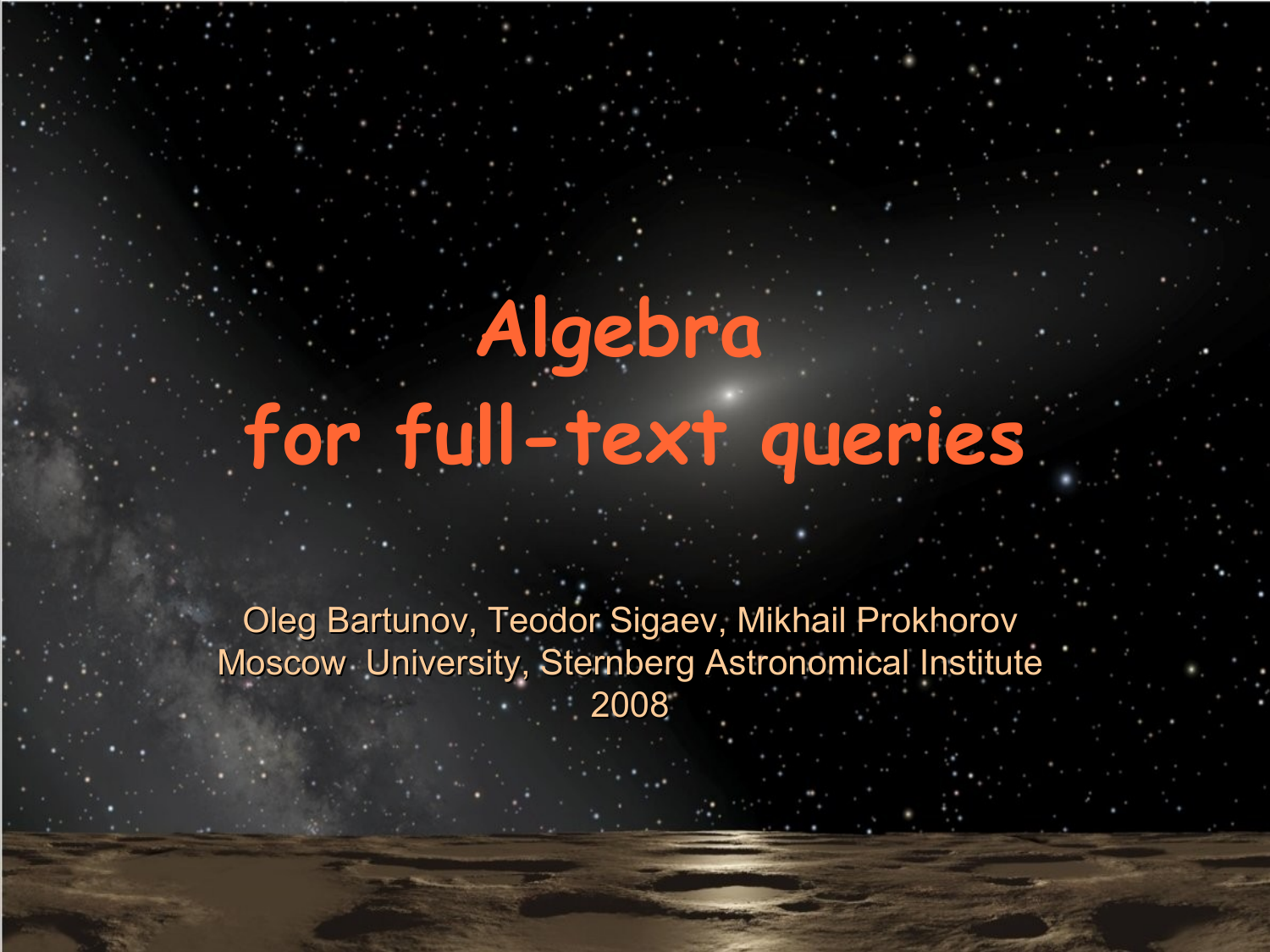# Algebra for full-text queries

Oleg Bartunov, Teodor Sigaev, Mikhail Prokhorov
Moscow University, Sternberg Astronomical Institute
2008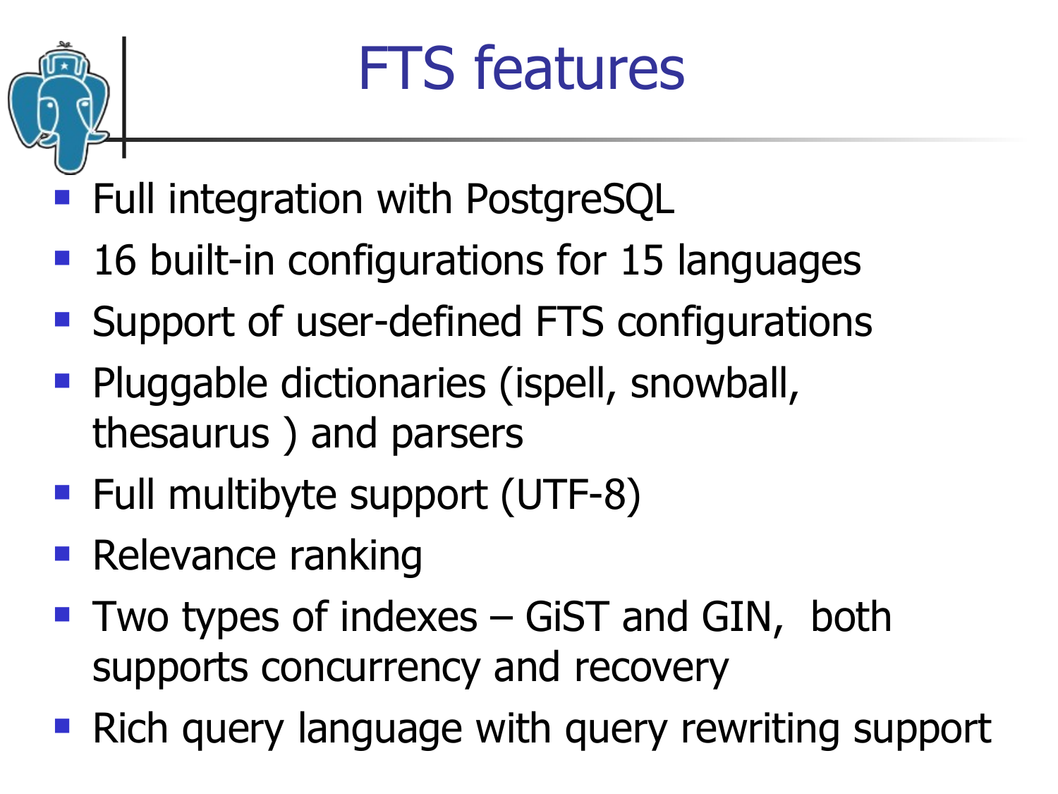# FTS features

- Full integration with PostgreSQL
- 16 built-in configurations for 15 languages
- Support of user-defined FTS configurations
- Pluggable dictionaries (ispell, snowball, thesaurus ) and parsers
- Full multibyte support (UTF-8)
- Relevance ranking
- Two types of indexes – GiST and GIN, both supports concurrency and recovery
- Rich query language with query rewriting support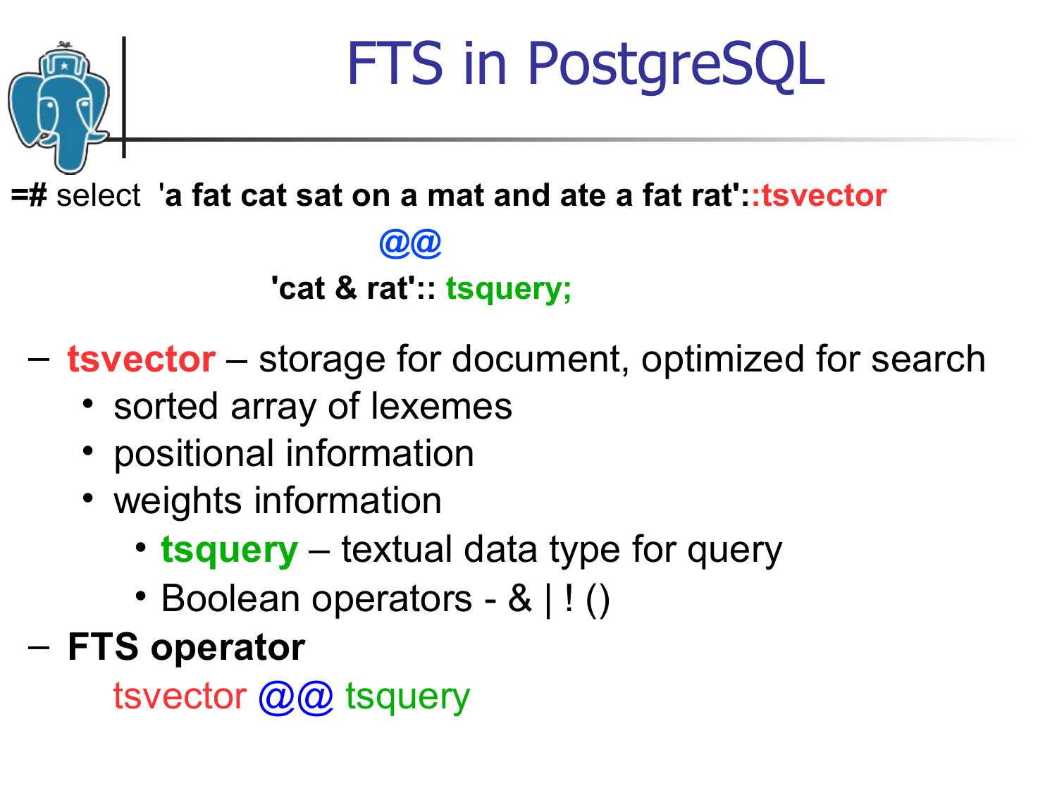# FTS in PostgreSQL

```
=# select 'a fat cat sat on a mat and ate a fat rat'::tsvector
                    @@
          'cat & rat':: tsquery;
```

- **tsvector** – storage for document, optimized for search
  - sorted array of lexemes
  - positional information
  - weights information
    - **tsquery** – textual data type for query
    - Boolean operators - & | ! ()
- **FTS operator**

  tsvector @@ tsquery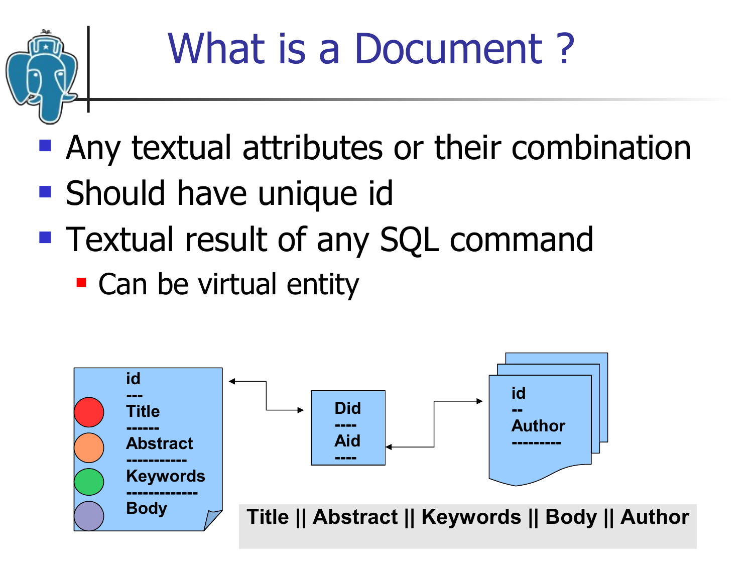# What is a Document ?

- Any textual attributes or their combination
- Should have unique id
- Textual result of any SQL command
  - Can be virtual entity

id
---
Title
------
Abstract
-----------
Keywords
-------------
Body

Did
----
Aid
----

id
--
Author
---------

Title || Abstract || Keywords || Body || Author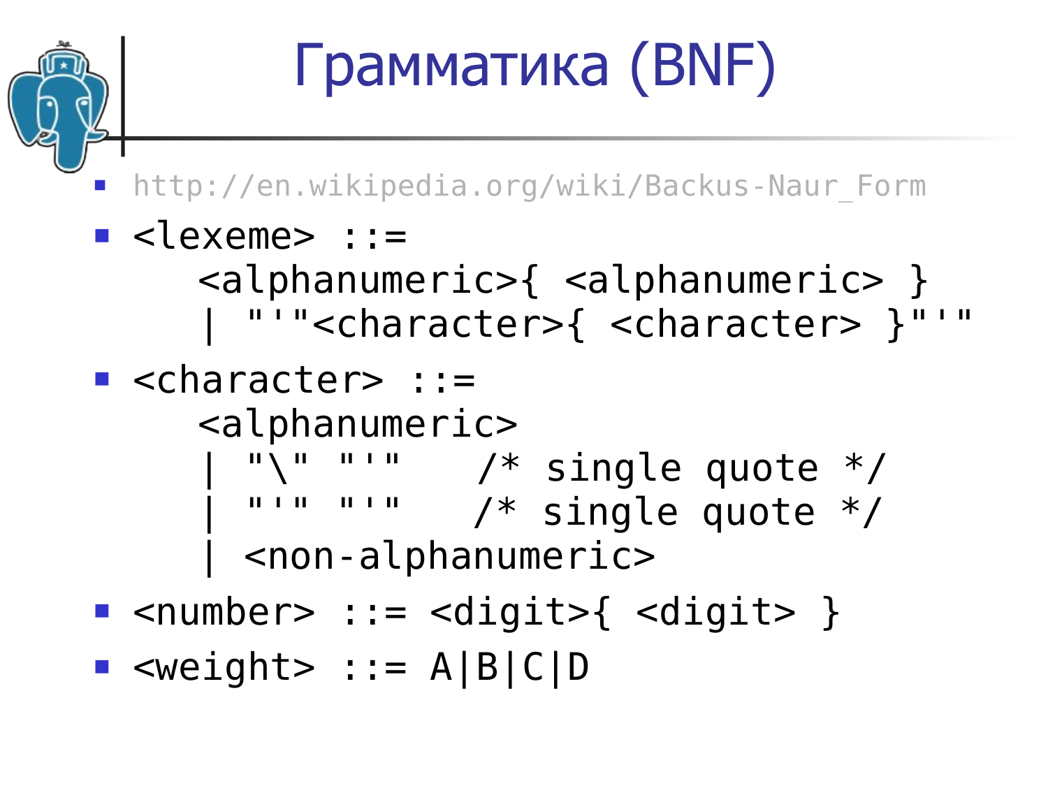# Грамматика (BNF)

- http://en.wikipedia.org/wiki/Backus-Naur_Form

- 
```
<lexeme> ::=
    <alphanumeric>{ <alphanumeric> }
    | "'"<character>{ <character> }"'"
```

- 
```
<character> ::=
    <alphanumeric>
    | "\" "'"   /* single quote */
    | "'" "'"   /* single quote */
    | <non-alphanumeric>
```

- 
```
<number> ::= <digit>{ <digit> }
```

- 
```
<weight> ::= A|B|C|D
```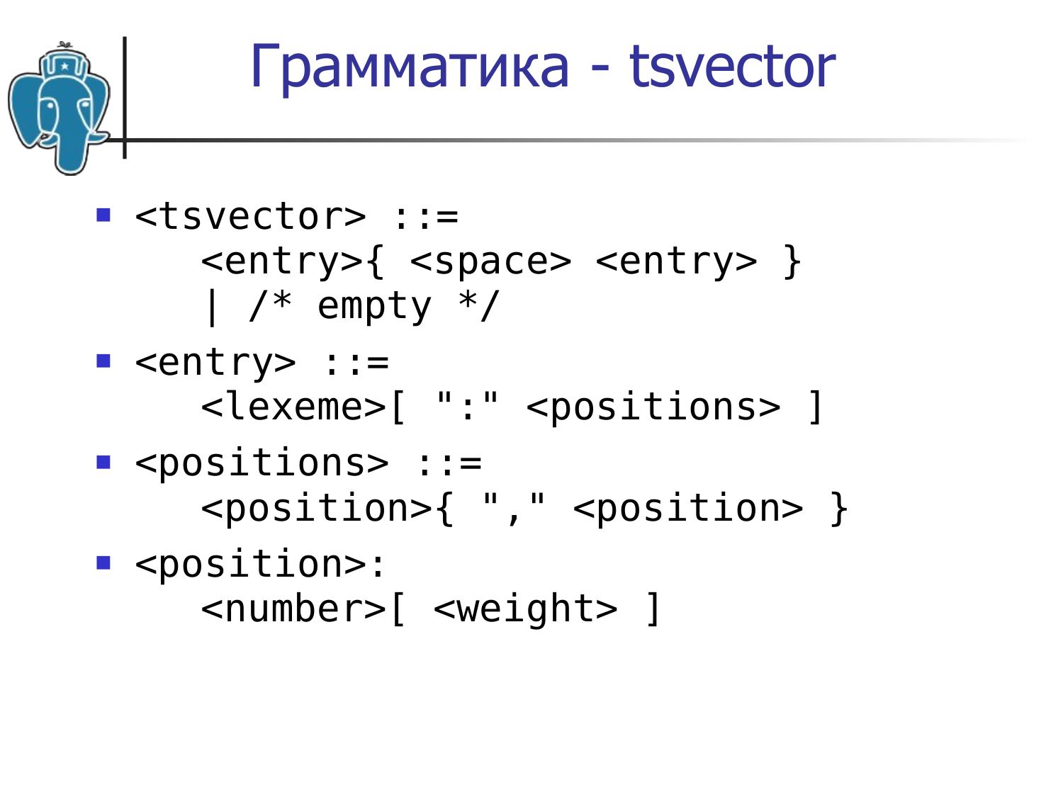# Грамматика - tsvector

- ```
  <tsvector> ::=
      <entry>{ <space> <entry> }
      | /* empty */
  ```
- ```
  <entry> ::=
      <lexeme>[ ":" <positions> ]
  ```
- ```
  <positions> ::=
      <position>{ "," <position> }
  ```
- ```
  <position>:
      <number>[ <weight> ]
  ```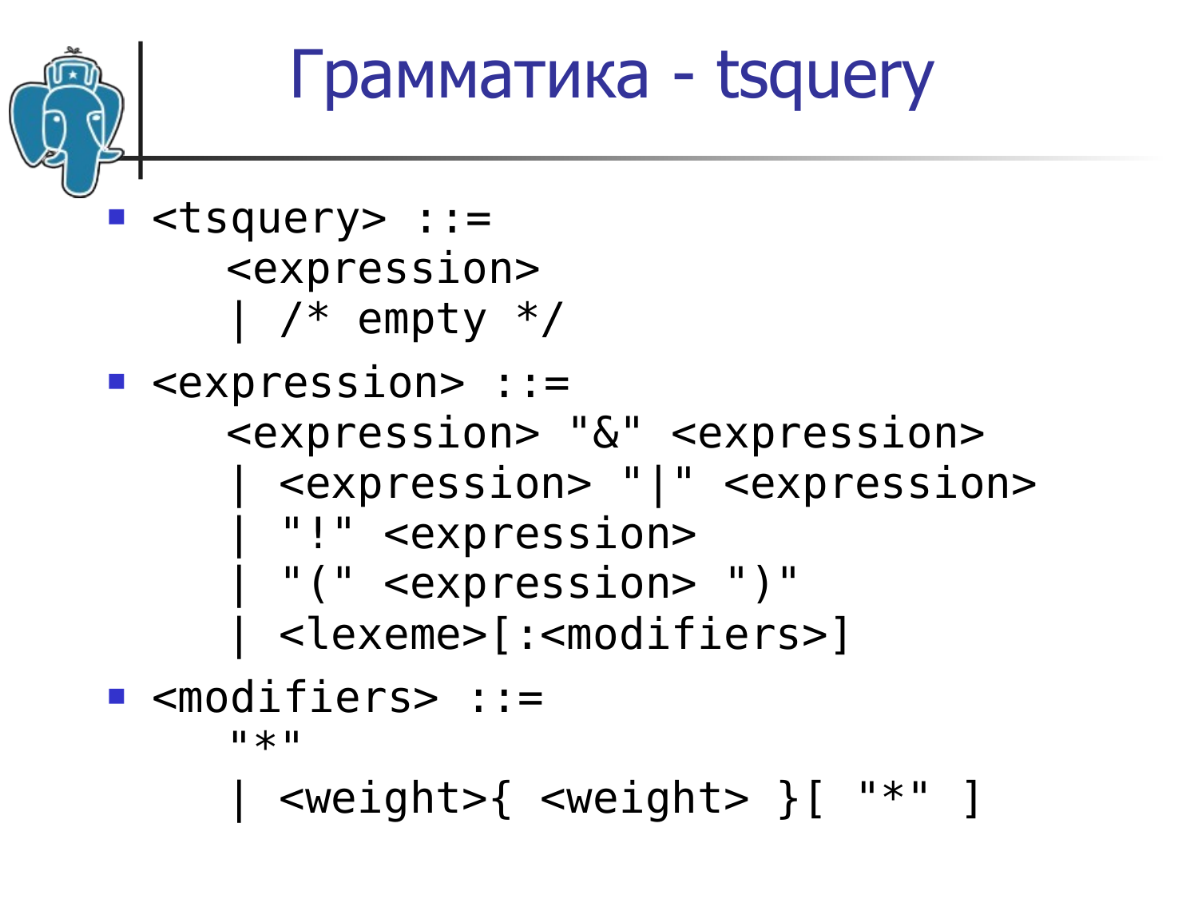# Грамматика - tsquery

- ```
  <tsquery> ::=
     <expression>
     | /* empty */
  ```
- ```
  <expression> ::=
     <expression> "&" <expression>
     | <expression> "|" <expression>
     | "!" <expression>
     | "(" <expression> ")"
     | <lexeme>[:<modifiers>]
  ```
- ```
  <modifiers> ::=
     "*"
     | <weight>{ <weight> }[ "*" ]
  ```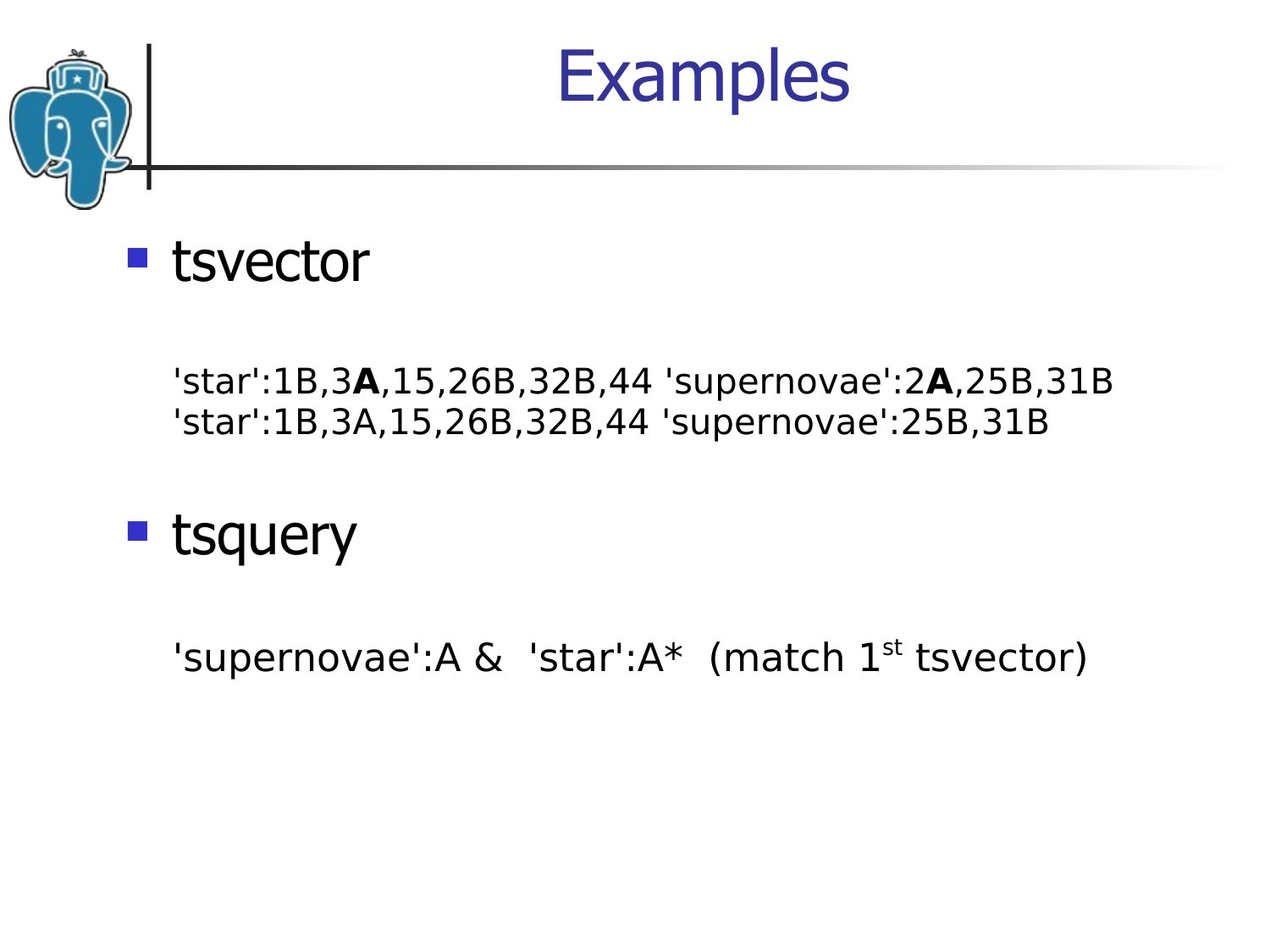# Examples

- tsvector

'star':1B,3**A**,15,26B,32B,44 'supernovae':2**A**,25B,31B
'star':1B,3A,15,26B,32B,44 'supernovae':25B,31B

- tsquery

'supernovae':A & 'star':A* (match 1st tsvector)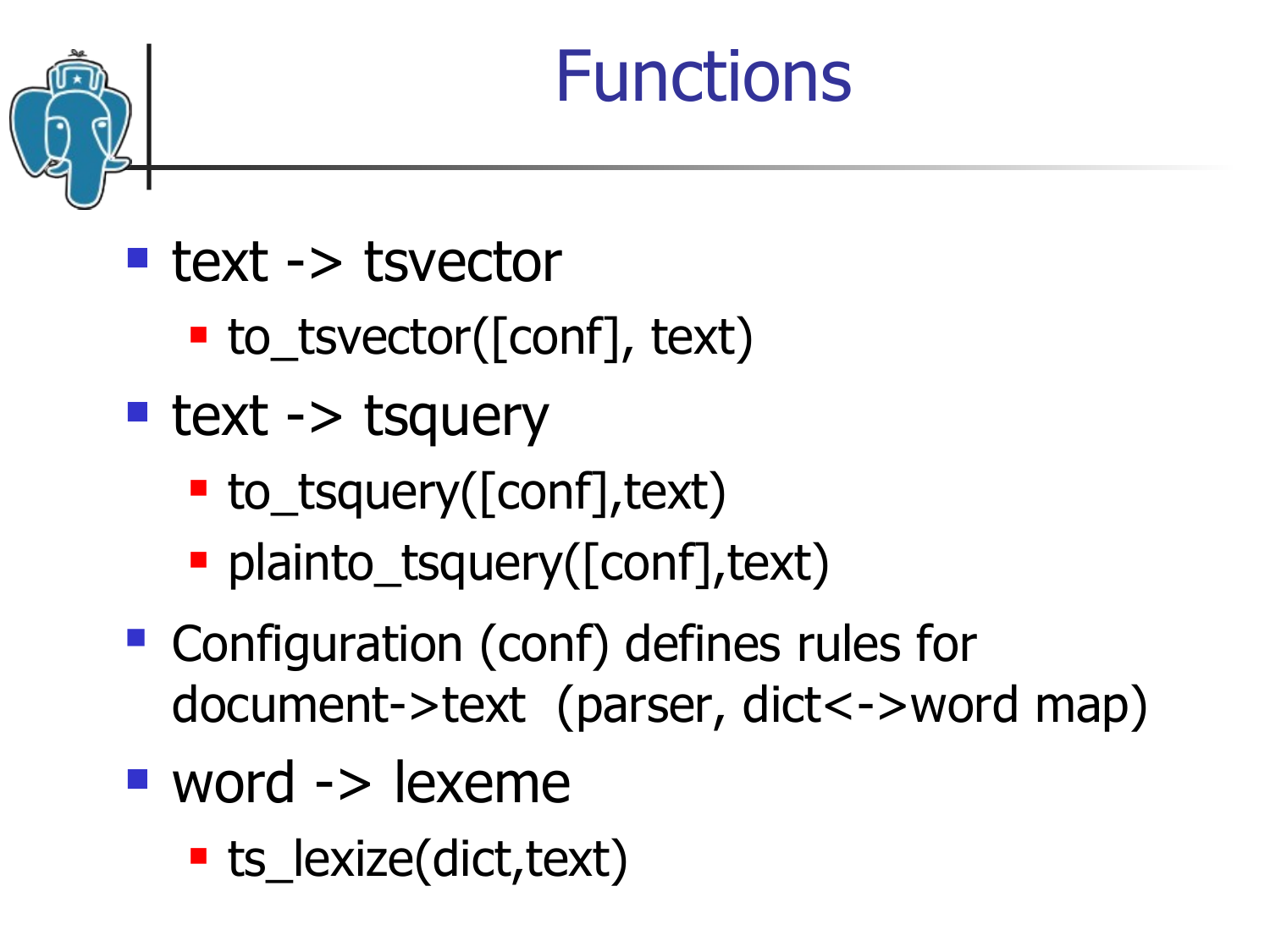# Functions

- text -> tsvector
  - to_tsvector([conf], text)
- text -> tsquery
  - to_tsquery([conf],text)
  - plainto_tsquery([conf],text)
- Configuration (conf) defines rules for document->text (parser, dict<->word map)
- word -> lexeme
  - ts_lexize(dict,text)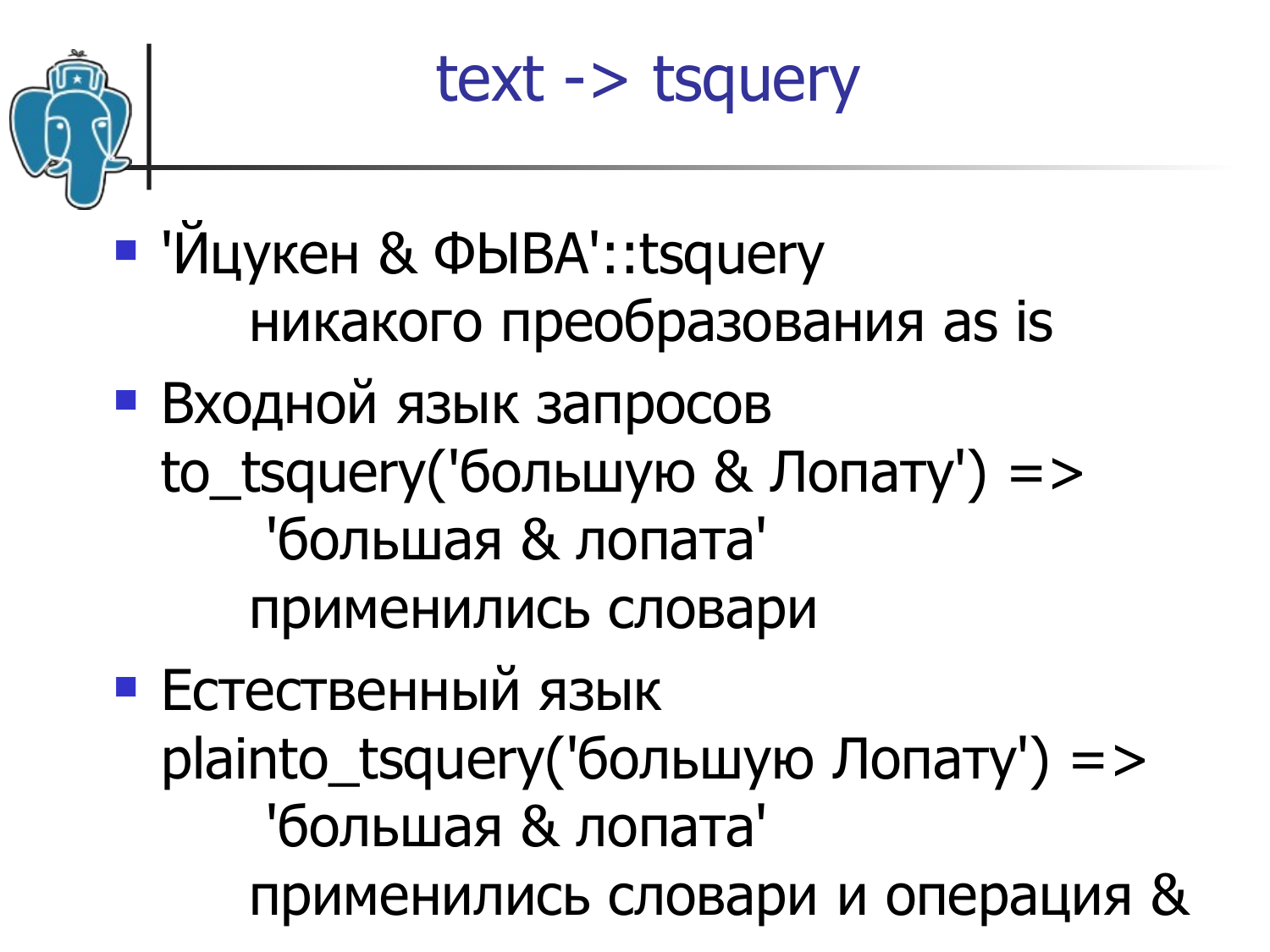# text -> tsquery

- 'Йцукен & ФЫВА'::tsquery
  никакого преобразования as is
- Входной язык запросов
  to_tsquery('большую & Лопату') =>
  'большая & лопата'
  применились словари
- Естественный язык
  plainto_tsquery('большую Лопату') =>
  'большая & лопата'
  применились словари и операция &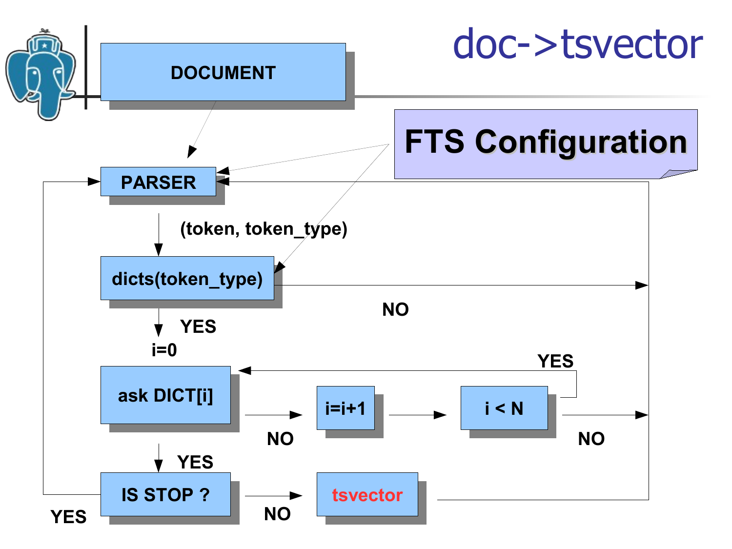# doc->tsvector

DOCUMENT

FTS Configuration

PARSER

(token, token_type)

dicts(token_type)

NO

YES

i=0

ask DICT[i]

YES

NO

i=i+1

i < N

NO

YES

IS STOP ?

NO

tsvector

YES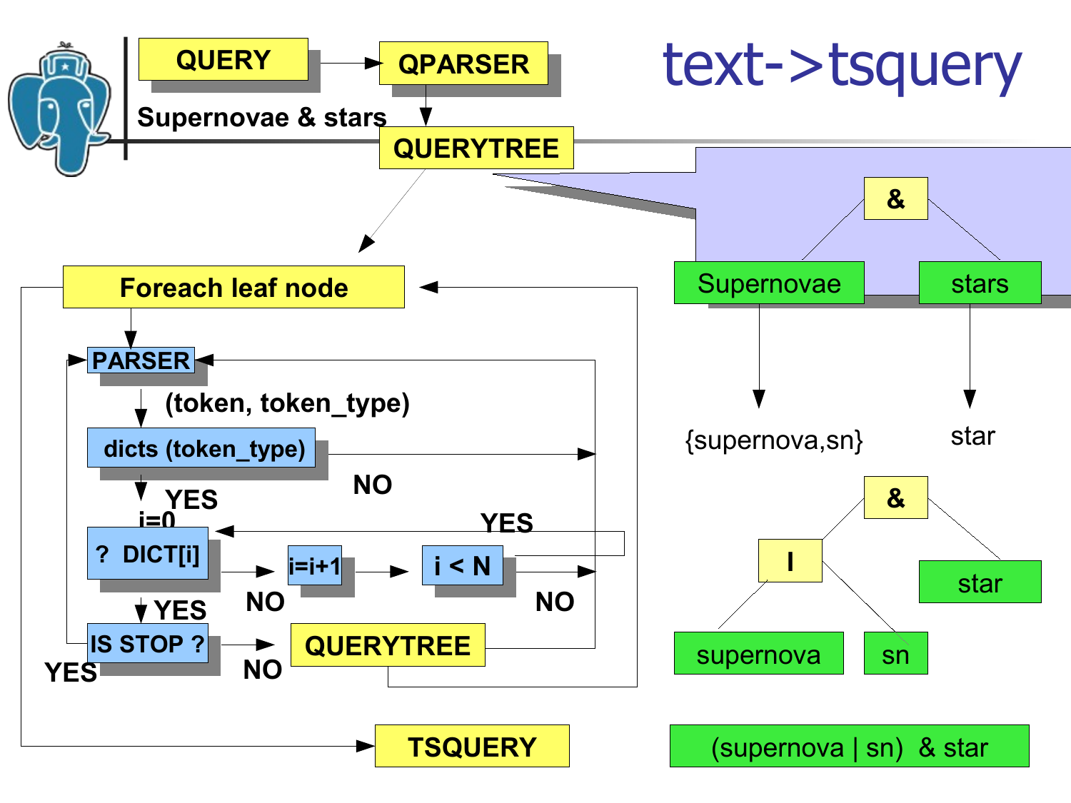# text->tsquery

QUERY → QPARSER → QUERYTREE

Supernovae & stars

- Foreach leaf node
  - PARSER → (token, token_type)
  - dicts (token_type)
    - NO → back to PARSER
    - YES → i=0
  - ? DICT[i]
    - NO → i=i+1 → i < N
      - YES → ? DICT[i]
      - NO → back to PARSER
    - YES → IS STOP ?
      - YES → back to PARSER
      - NO → QUERYTREE → back to PARSER; next leaf node (Foreach leaf node)
- TSQUERY

QUERYTREE: & (Supernovae, stars)

Supernovae → {supernova,sn}

stars → star

& ( | (supernova, sn), star)

(supernova | sn) & star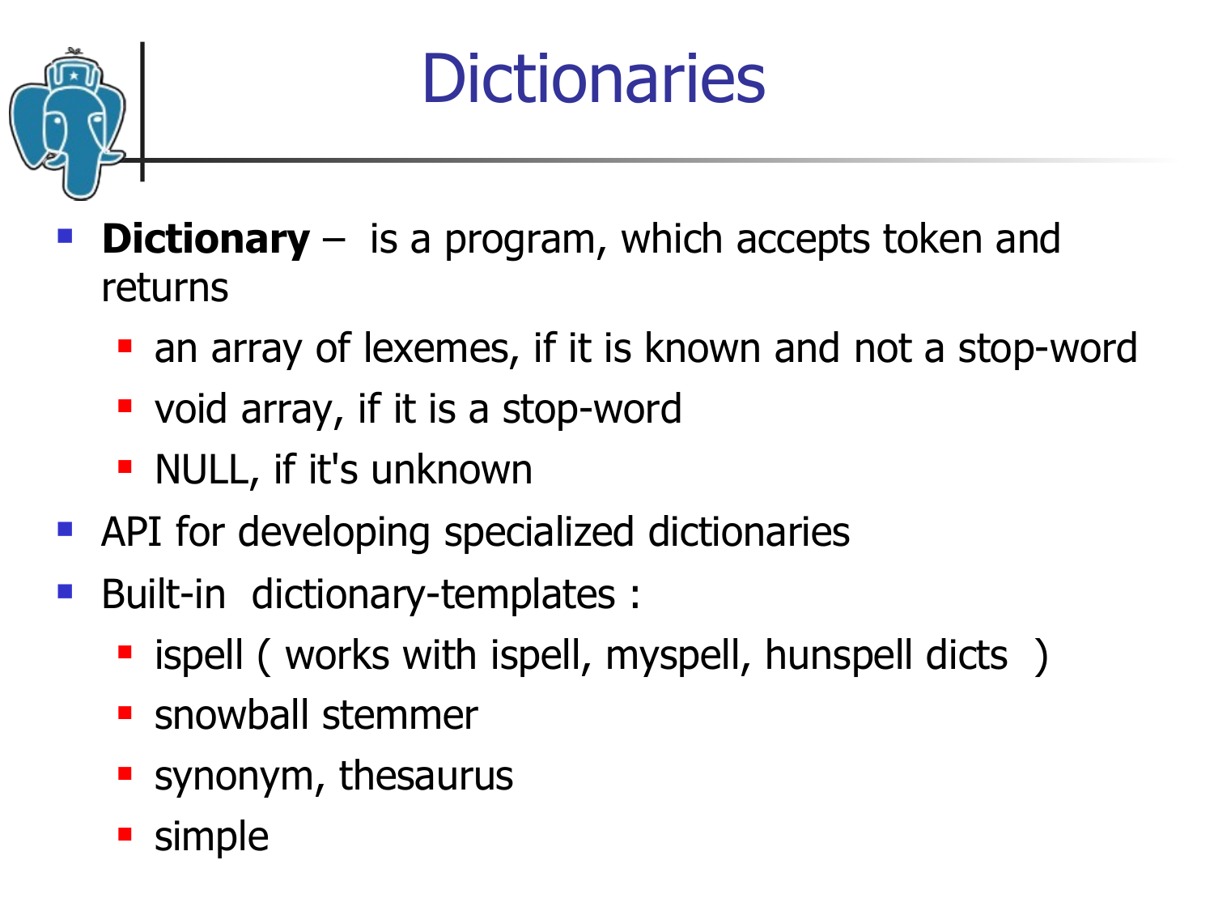# Dictionaries

- **Dictionary** – is a program, which accepts token and returns
  - an array of lexemes, if it is known and not a stop-word
  - void array, if it is a stop-word
  - NULL, if it's unknown
- API for developing specialized dictionaries
- Built-in dictionary-templates :
  - ispell ( works with ispell, myspell, hunspell dicts )
  - snowball stemmer
  - synonym, thesaurus
  - simple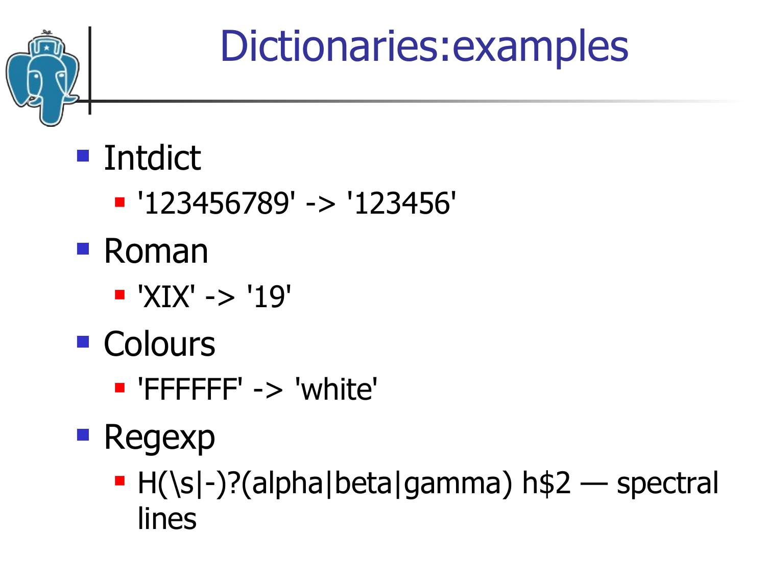# Dictionaries:examples

- Intdict
  - '123456789' -> '123456'
- Roman
  - 'XIX' -> '19'
- Colours
  - 'FFFFFF' -> 'white'
- Regexp
  - H(\s|-)?(alpha|beta|gamma) h$2 — spectral lines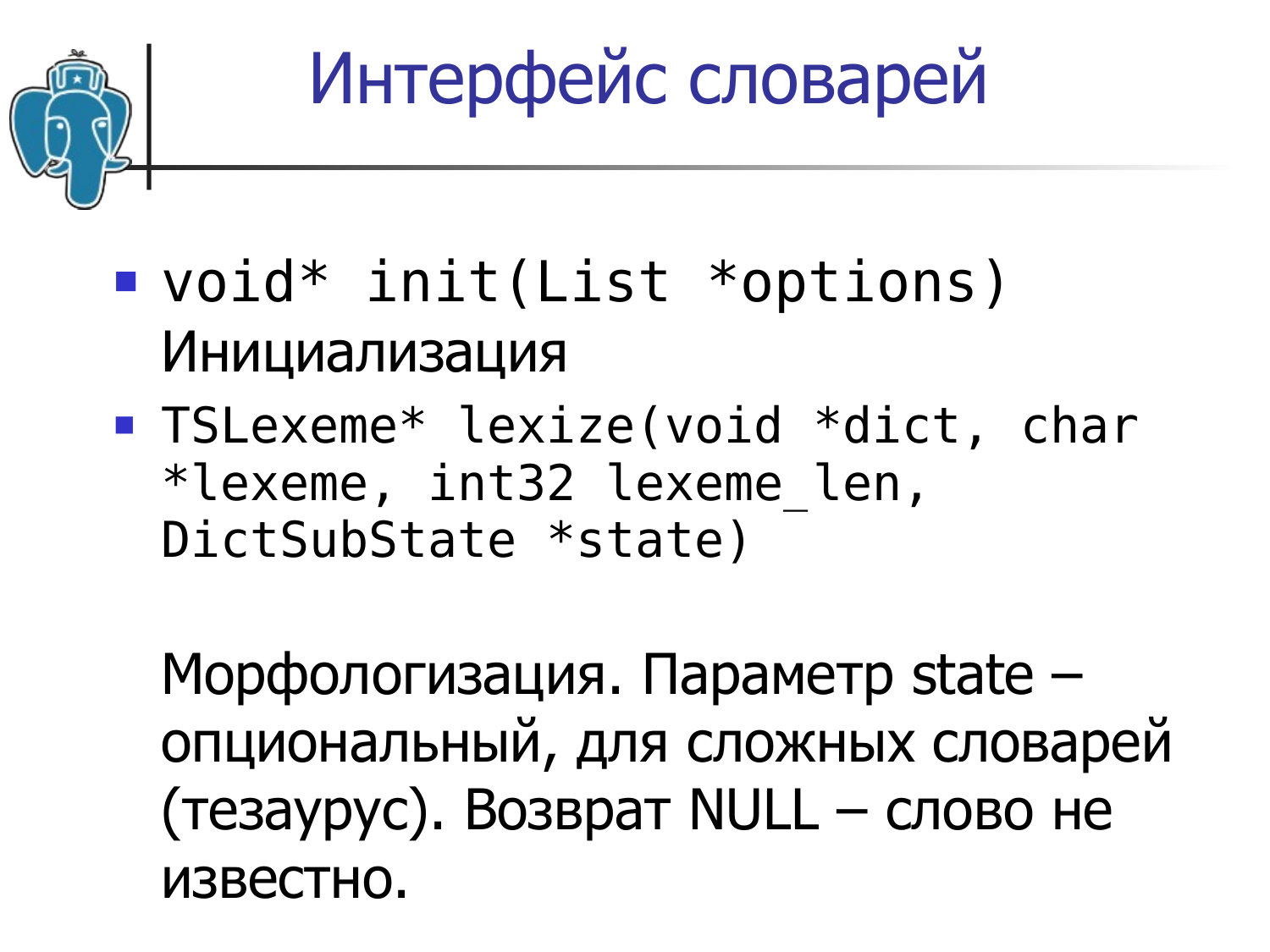# Интерфейс словарей

- `void* init(List *options)`
  Инициализация
- `TSLexeme* lexize(void *dict, char *lexeme, int32 lexeme_len, DictSubState *state)`

  Морфологизация. Параметр state – опциональный, для сложных словарей (тезаурус). Возврат NULL – слово не известно.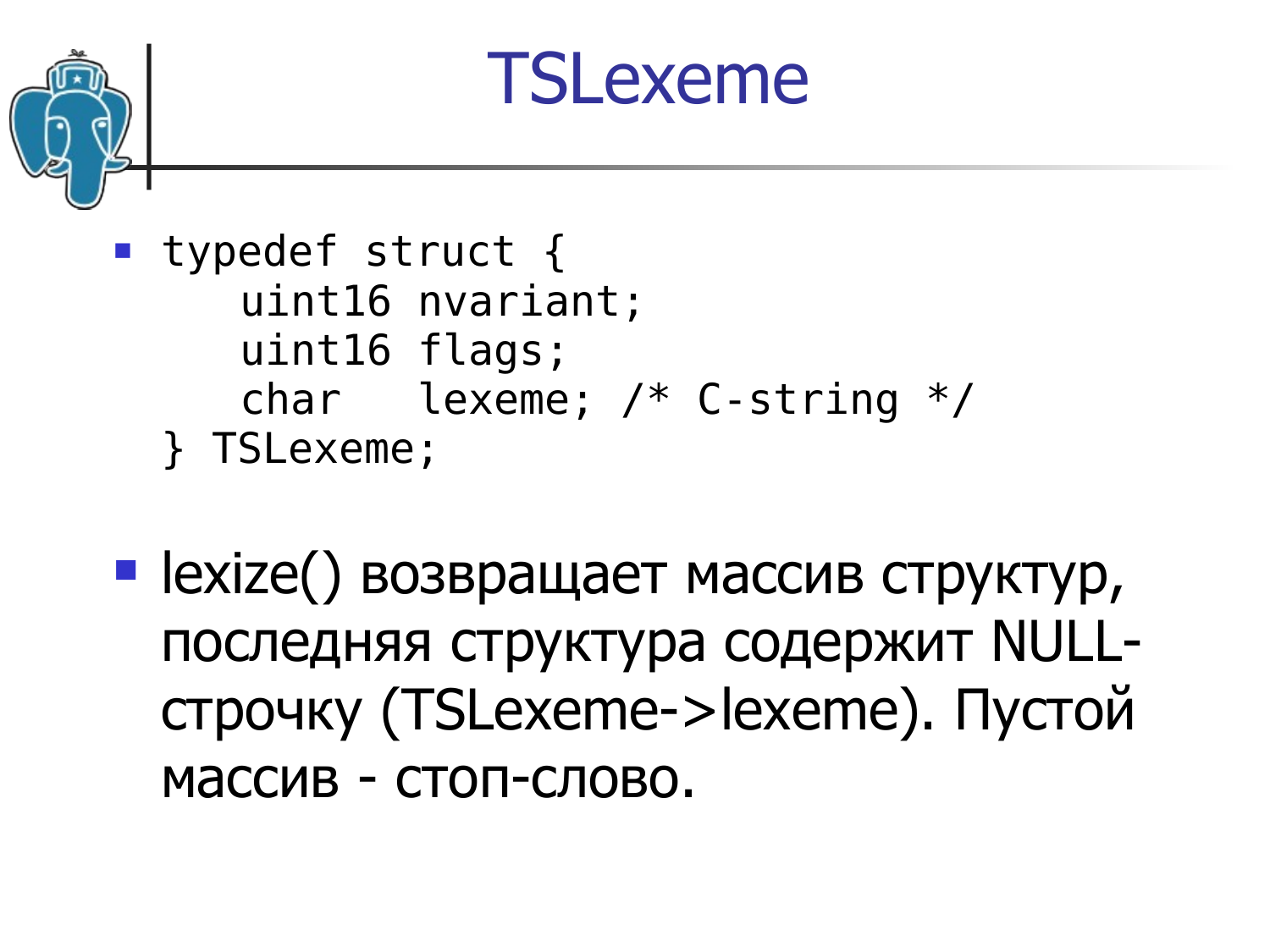# TSLexeme

- ```
  typedef struct {
      uint16 nvariant;
      uint16 flags;
      char   lexeme; /* C-string */
  } TSLexeme;
  ```

- lexize() возвращает массив структур, последняя структура содержит NULL-строчку (TSLexeme->lexeme). Пустой массив - стоп-слово.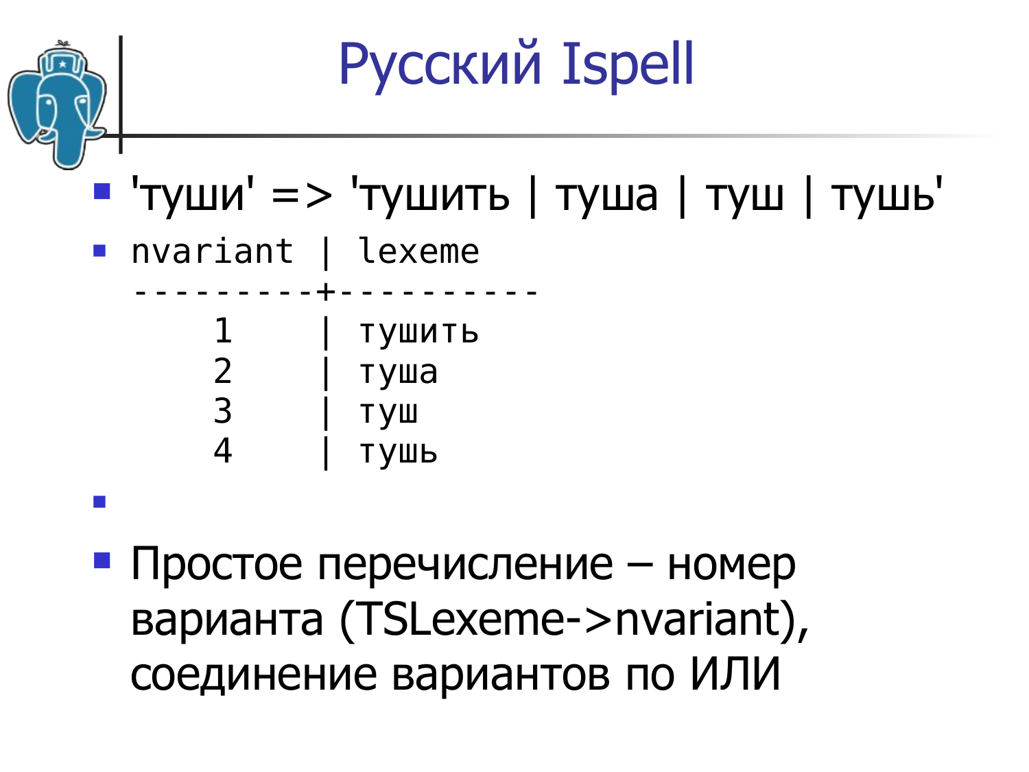# Русский Ispell

- 'туши' => 'тушить | туша | туш | тушь'
- ```
  nvariant | lexeme
  ---------+----------
      1    | тушить
      2    | туша
      3    | туш
      4    | тушь
  ```
- 
- Простое перечисление – номер варианта (TSLexeme->nvariant), соединение вариантов по ИЛИ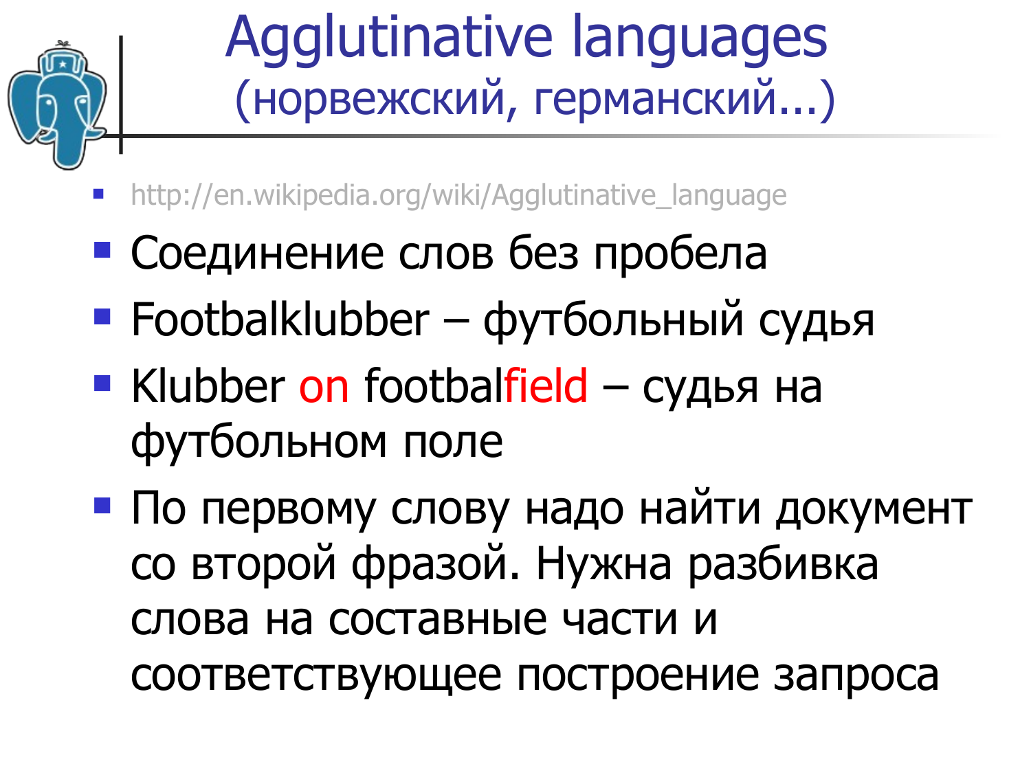# Agglutinative languages (норвежский, германский...)

- http://en.wikipedia.org/wiki/Agglutinative_language
- Соединение слов без пробела
- Footbalklubber – футбольный судья
- Klubber on footbalfield – судья на футбольном поле
- По первому слову надо найти документ со второй фразой. Нужна разбивка слова на составные части и соответствующее построение запроса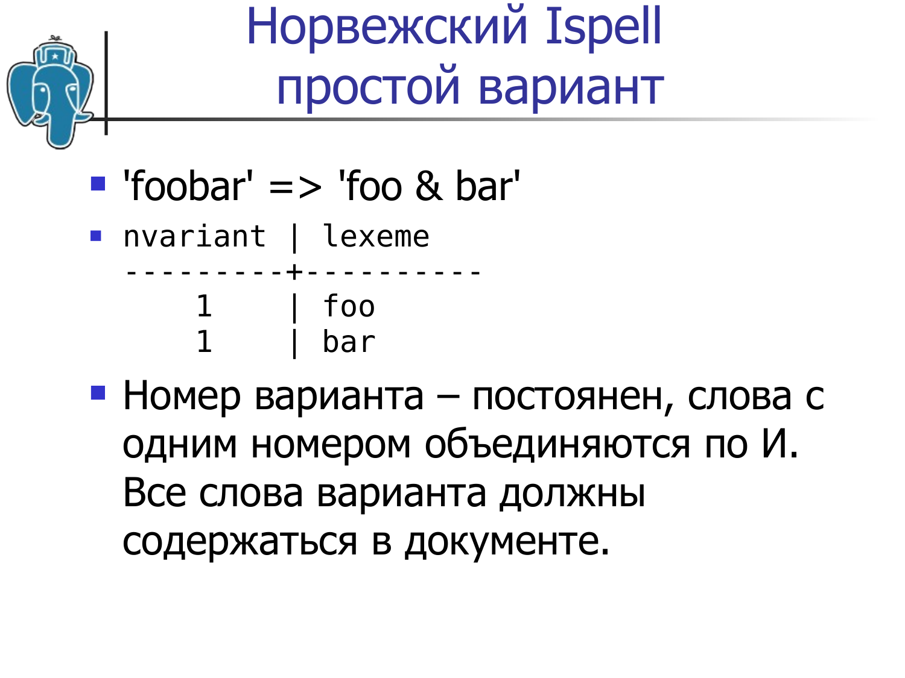# Норвежский Ispell простой вариант

- 'foobar' => 'foo & bar'
- ```
  nvariant | lexeme
  ---------+----------
      1    | foo
      1    | bar
  ```
- Номер варианта – постоянен, слова с одним номером объединяются по И. Все слова варианта должны содержаться в документе.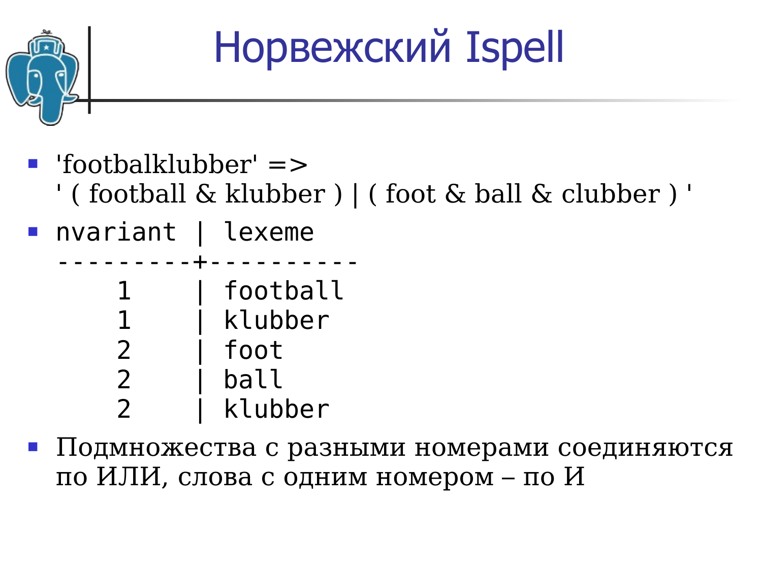# Норвежский Ispell

- 'footbalklubber' =>
  ' ( football & klubber ) | ( foot & ball & clubber ) '
- ```
  nvariant | lexeme
  ---------+----------
      1    | football
      1    | klubber
      2    | foot
      2    | ball
      2    | klubber
  ```
- Подмножества с разными номерами соединяются по ИЛИ, слова с одним номером – по И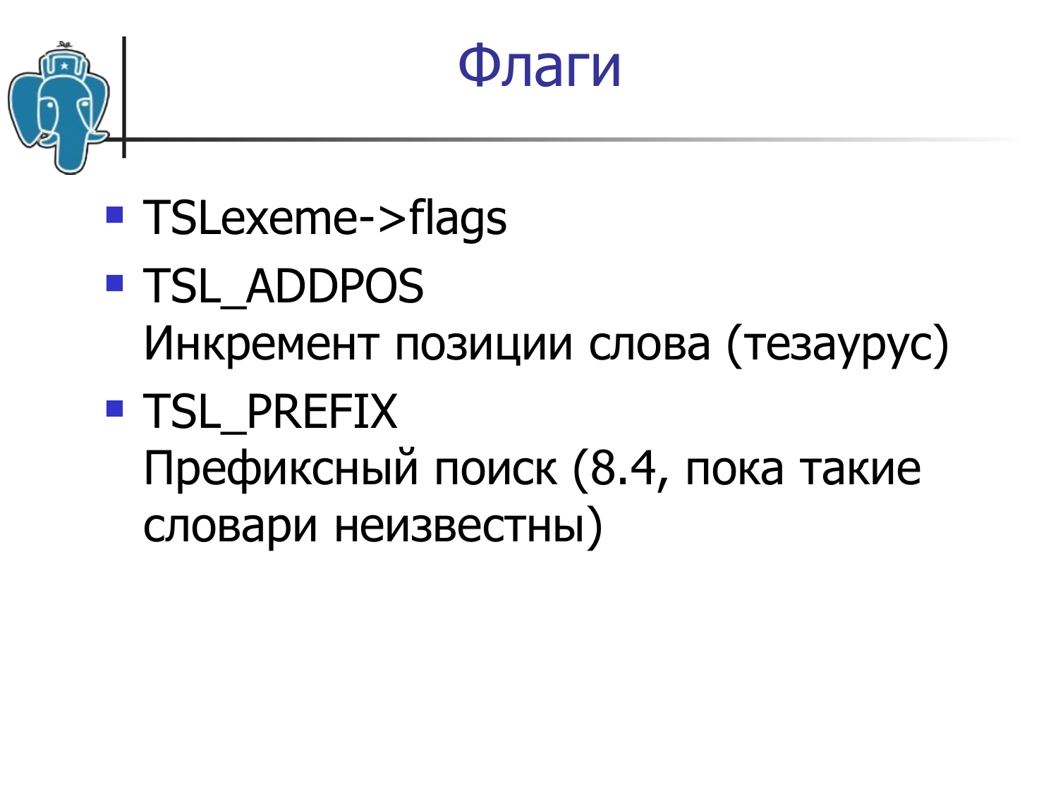# Флаги

- TSLexeme->flags
- TSL_ADDPOS
  Инкремент позиции слова (тезаурус)
- TSL_PREFIX
  Префиксный поиск (8.4, пока такие словари неизвестны)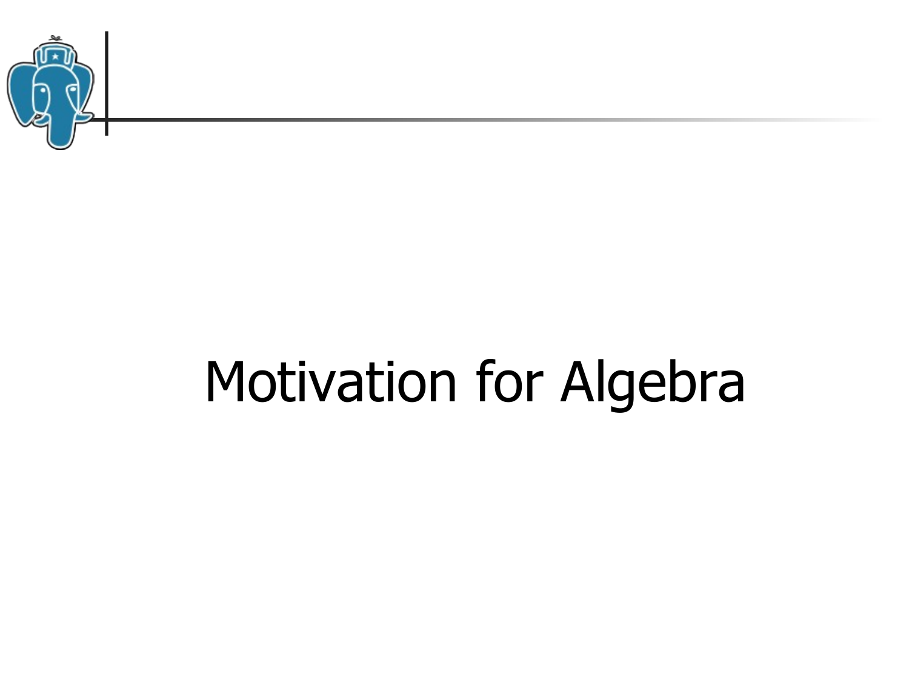# Motivation for Algebra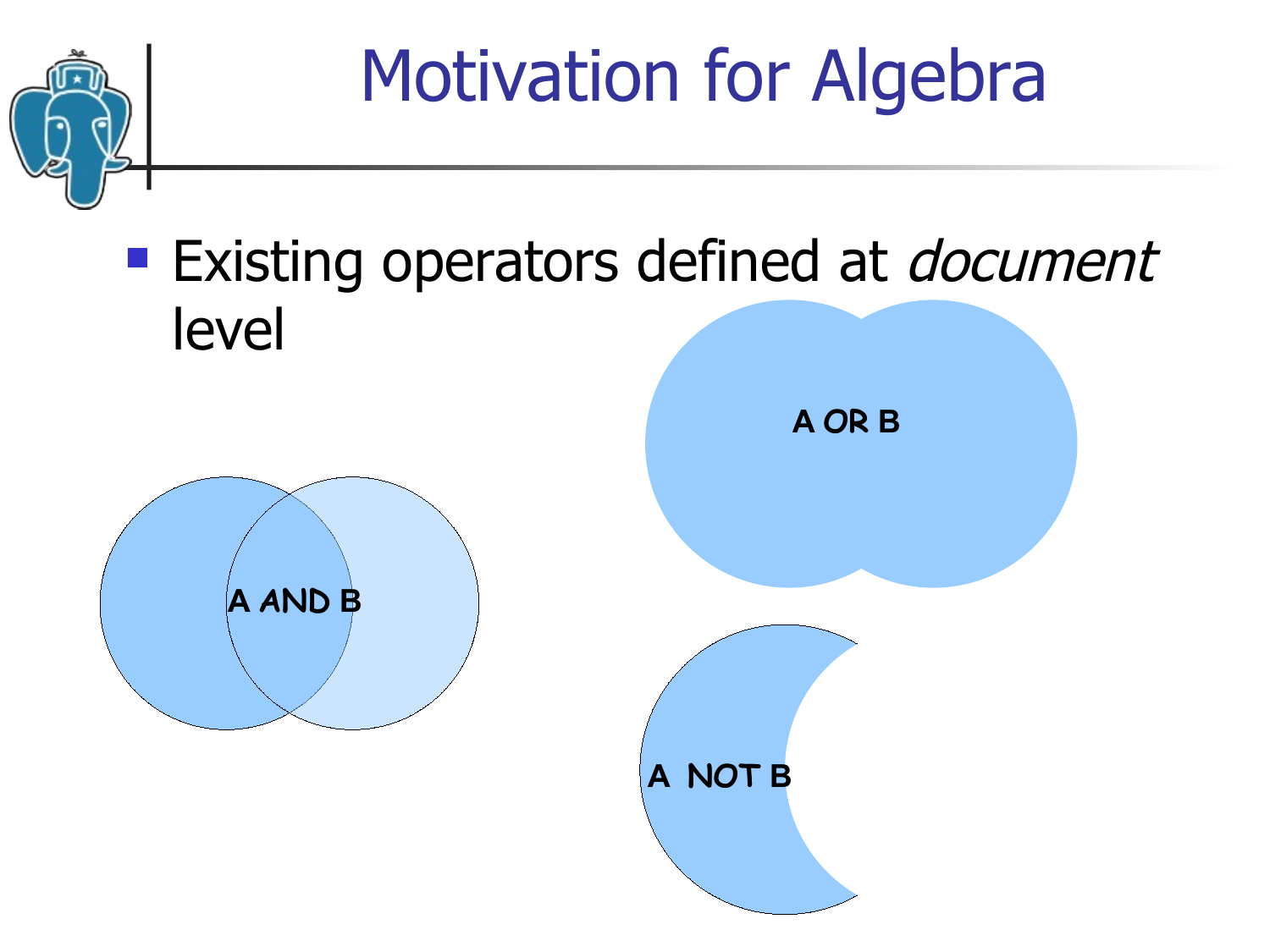# Motivation for Algebra

- Existing operators defined at *document* level

A AND B

A OR B

A NOT B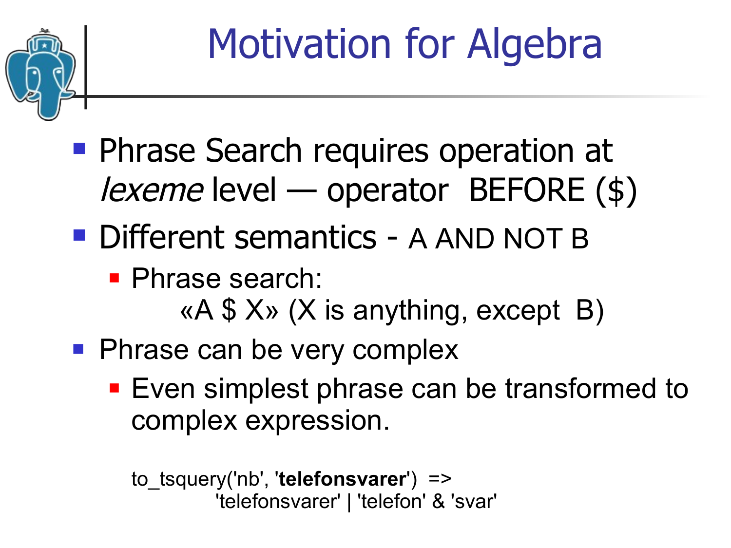# Motivation for Algebra

- Phrase Search requires operation at *lexeme* level — operator BEFORE ($)
- Different semantics - A AND NOT B
  - Phrase search:
    «A $ X» (X is anything, except B)
- Phrase can be very complex
  - Even simplest phrase can be transformed to complex expression.

```
to_tsquery('nb', 'telefonsvarer') =>
        'telefonsvarer' | 'telefon' & 'svar'
```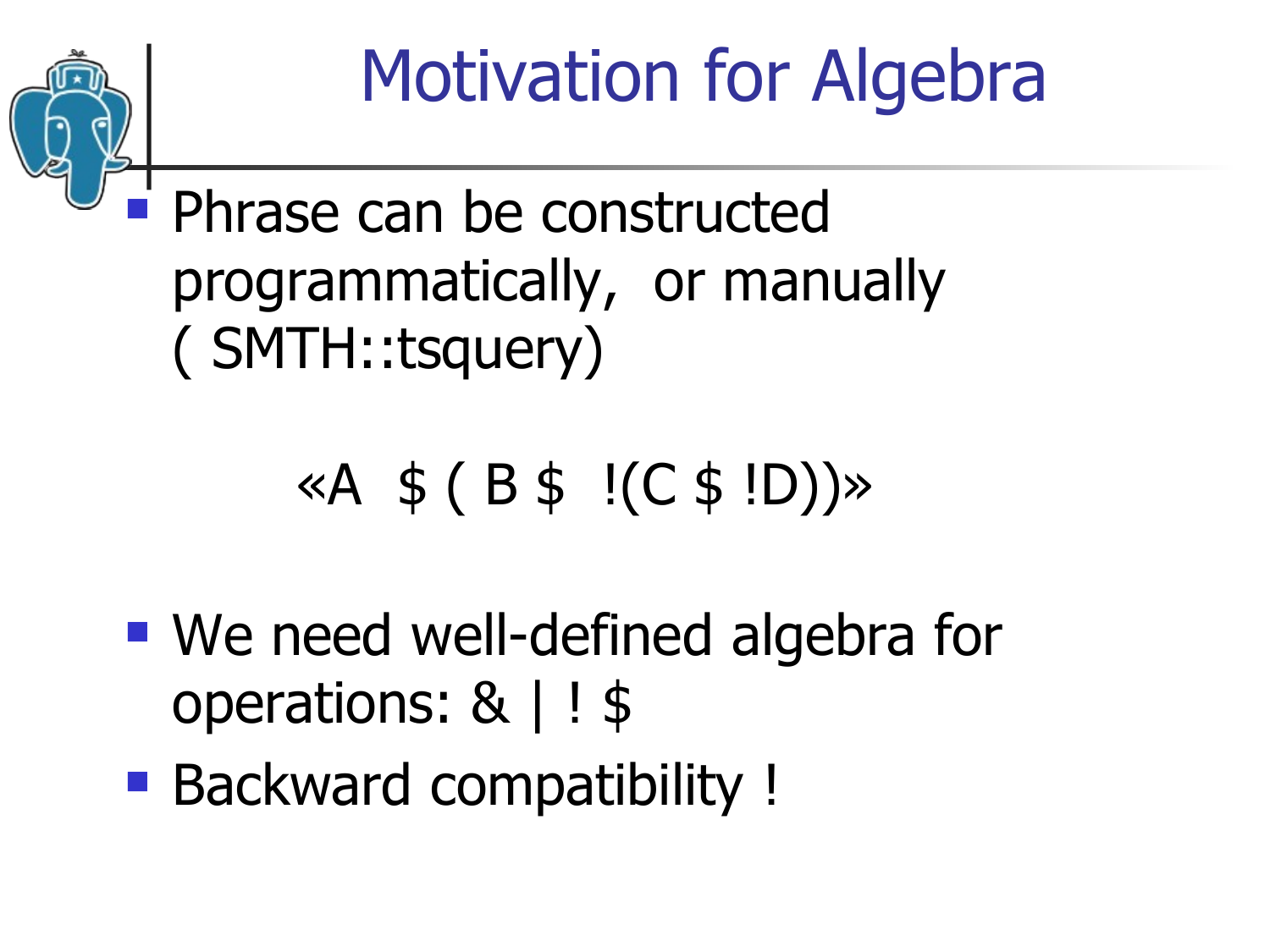# Motivation for Algebra

- Phrase can be constructed programmatically, or manually ( SMTH::tsquery)

«A  $ ( B $  !(C $ !D))»

- We need well-defined algebra for operations: & | ! $
- Backward compatibility !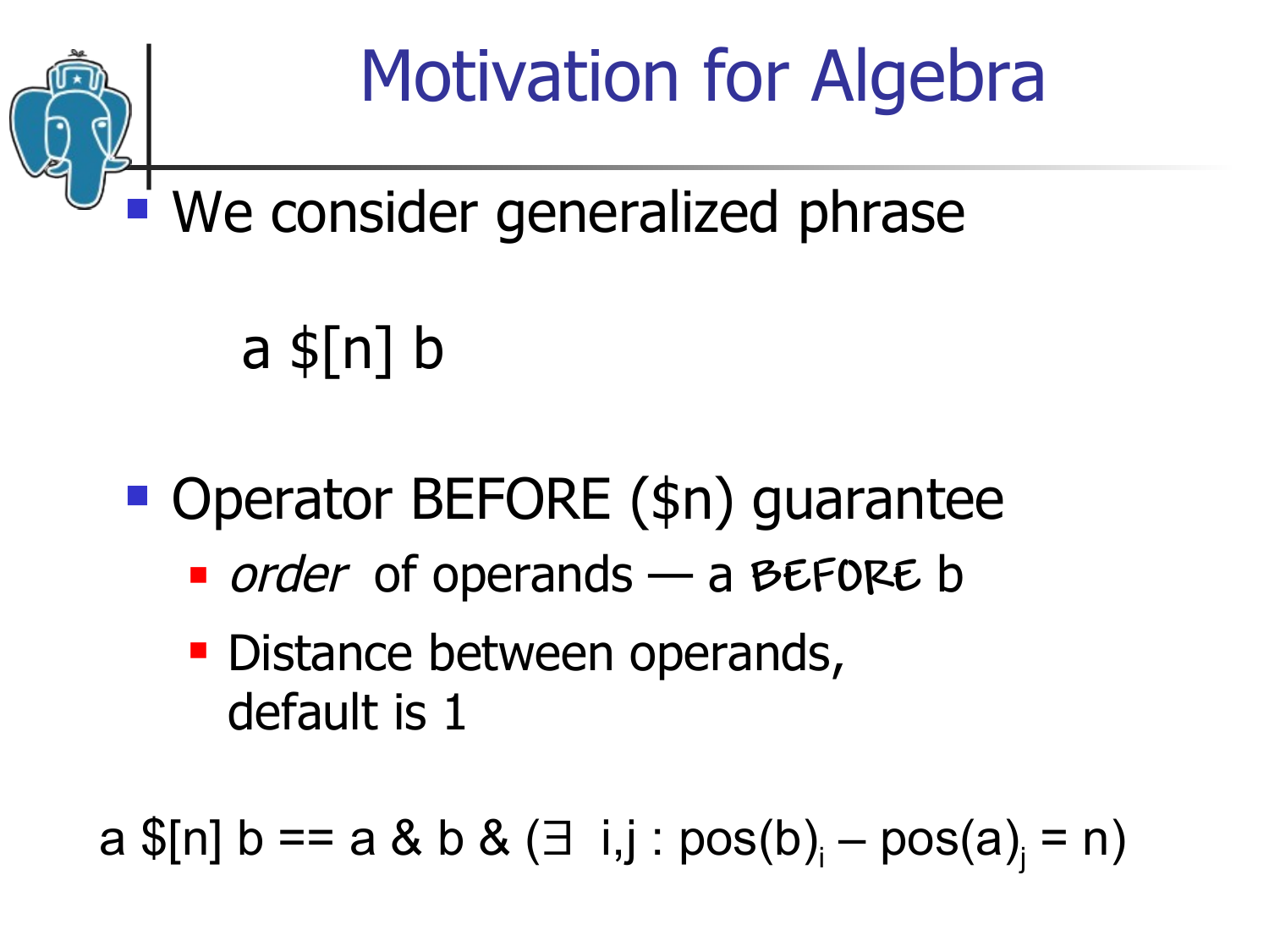# Motivation for Algebra

- We consider generalized phrase

  a $[n] b

- Operator BEFORE ($n) guarantee
  - *order* of operands — a BEFORE b
  - Distance between operands, default is 1

a $[n] b == a & b & ($\exists$ i,j : $pos(b)_i - pos(a)_j = n$)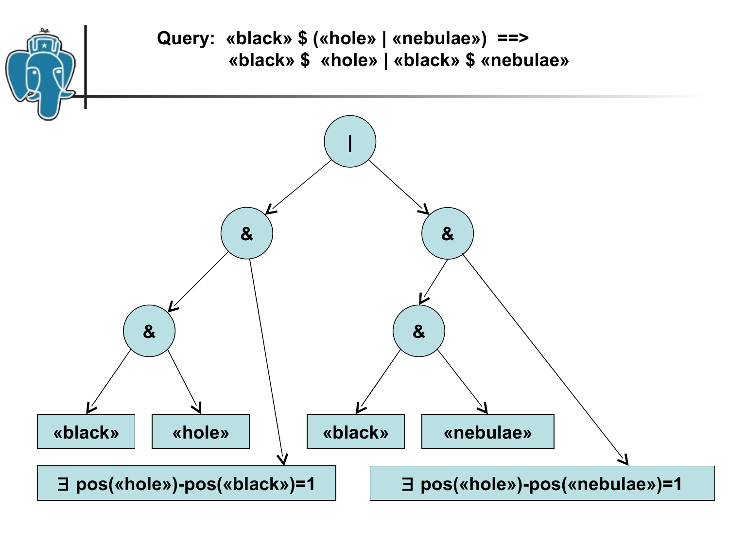Query: «black» $ («hole» | «nebulae») ==>
«black» $ «hole» | «black» $ «nebulae»

```
                    |
          /                  \
         &                    &
       /    \               /    \
      &      \             &      \
    /   \     \          /   \     \
«black» «hole» \     «black» «nebulae» \
                \                       \
∃ pos(«hole»)-pos(«black»)=1    ∃ pos(«hole»)-pos(«nebulae»)=1
```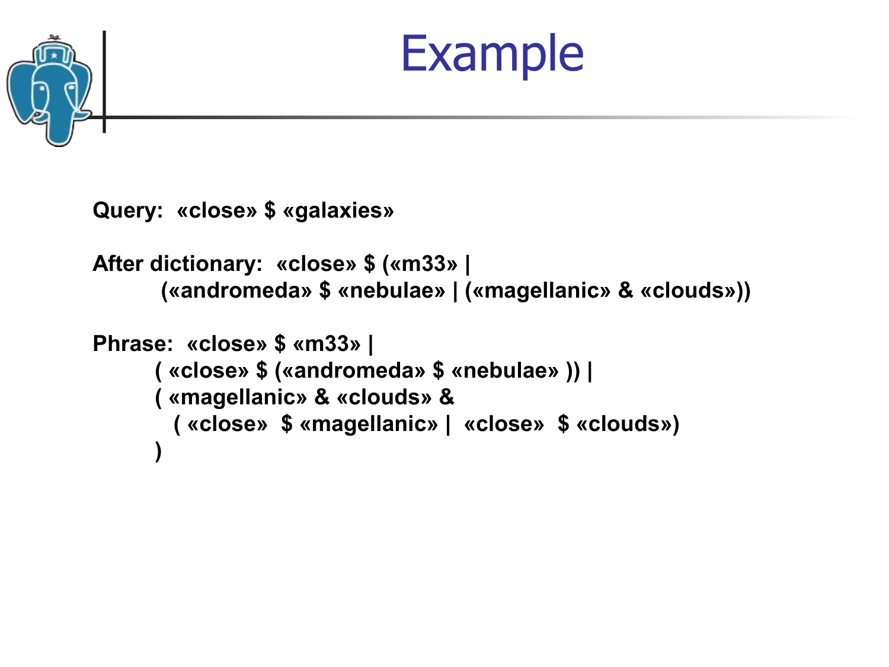# Example

**Query:  «close» $ «galaxies»**

**After dictionary:  «close» $ («m33» |**
**(«andromeda» $ «nebulae» | («magellanic» & «clouds»))**

**Phrase:  «close» $ «m33» |**
**( «close» $ («andromeda» $ «nebulae» )) |**
**( «magellanic» & «clouds» &**
**( «close»  $ «magellanic» |  «close»  $ «clouds»)**
**)**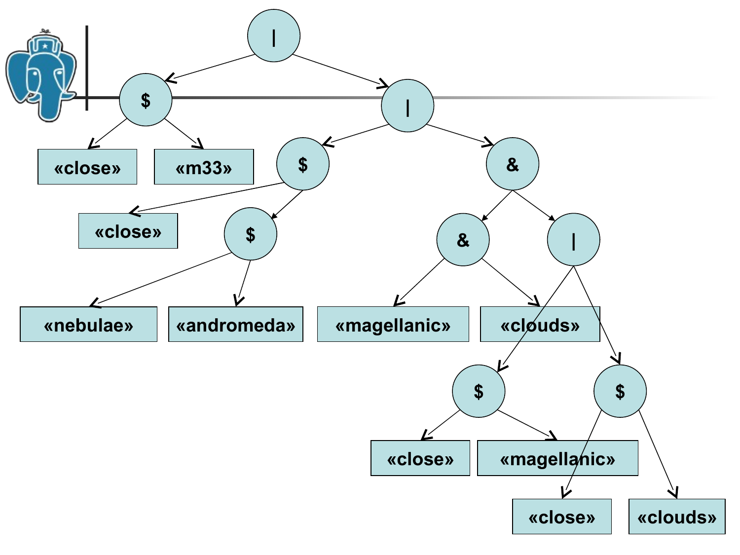```
|
├── $
│   ├── «close»
│   └── «m33»
└── |
    ├── $
    │   ├── «close»
    │   └── $
    │       ├── «nebulae»
    │       └── «andromeda»
    └── &
        ├── &
        │   ├── «magellanic»
        │   └── «clouds»
        └── |
            ├── $
            │   ├── «close»
            │   └── «magellanic»
            └── $
                ├── «close»
                └── «clouds»
```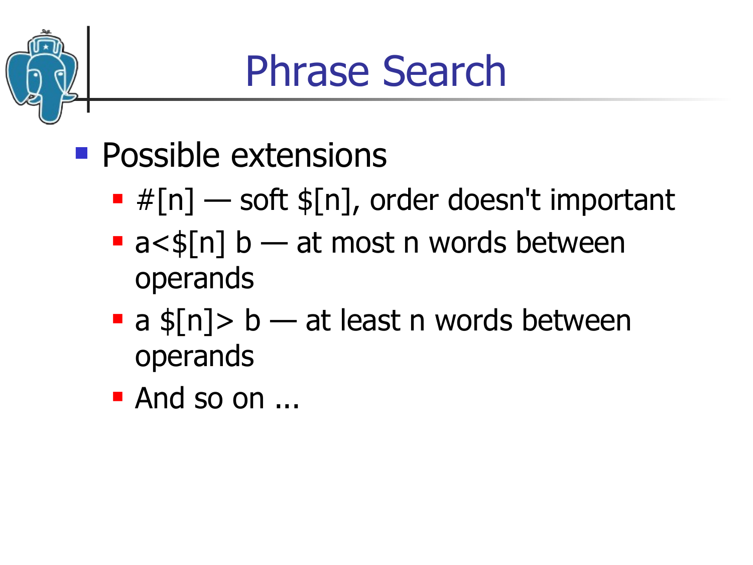# Phrase Search

- Possible extensions
  - #[n] — soft $[n], order doesn't important
  - a<$[n] b — at most n words between operands
  - a $[n]> b — at least n words between operands
  - And so on ...